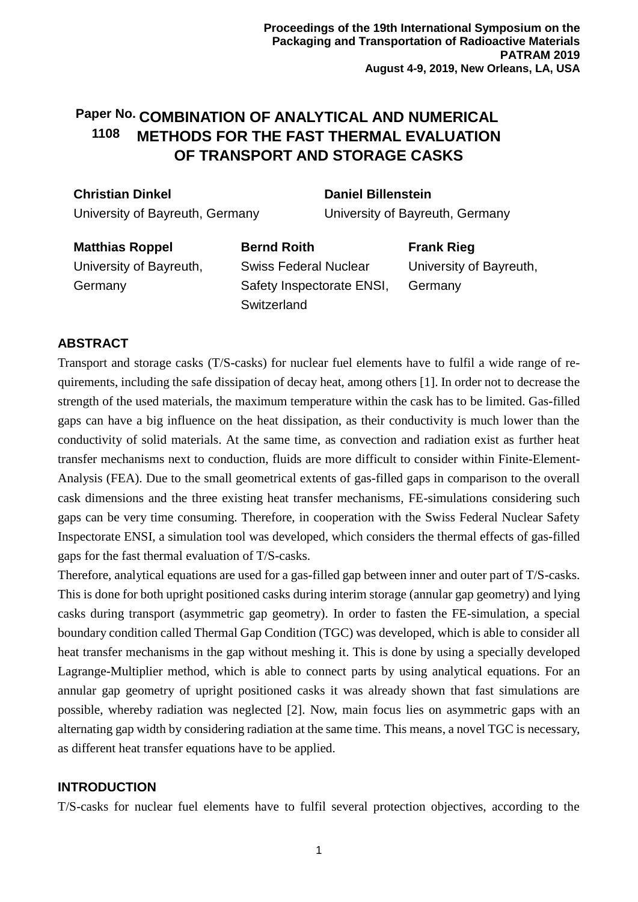Proceedings of the 19th International Symposium on the Packaging and Transportation of Radioactive Materials
PATRAM 2019
August 4-9, 2019, New Orleans, LA, USA

Paper No. 1108

# COMBINATION OF ANALYTICAL AND NUMERICAL METHODS FOR THE FAST THERMAL EVALUATION OF TRANSPORT AND STORAGE CASKS

**Christian Dinkel**
University of Bayreuth, Germany

**Daniel Billenstein**
University of Bayreuth, Germany

**Matthias Roppel**
University of Bayreuth, Germany

**Bernd Roith**
Swiss Federal Nuclear Safety Inspectorate ENSI, Switzerland

**Frank Rieg**
University of Bayreuth, Germany

## ABSTRACT

Transport and storage casks (T/S-casks) for nuclear fuel elements have to fulfil a wide range of requirements, including the safe dissipation of decay heat, among others [1]. In order not to decrease the strength of the used materials, the maximum temperature within the cask has to be limited. Gas-filled gaps can have a big influence on the heat dissipation, as their conductivity is much lower than the conductivity of solid materials. At the same time, as convection and radiation exist as further heat transfer mechanisms next to conduction, fluids are more difficult to consider within Finite-Element-Analysis (FEA). Due to the small geometrical extents of gas-filled gaps in comparison to the overall cask dimensions and the three existing heat transfer mechanisms, FE-simulations considering such gaps can be very time consuming. Therefore, in cooperation with the Swiss Federal Nuclear Safety Inspectorate ENSI, a simulation tool was developed, which considers the thermal effects of gas-filled gaps for the fast thermal evaluation of T/S-casks.

Therefore, analytical equations are used for a gas-filled gap between inner and outer part of T/S-casks. This is done for both upright positioned casks during interim storage (annular gap geometry) and lying casks during transport (asymmetric gap geometry). In order to fasten the FE-simulation, a special boundary condition called Thermal Gap Condition (TGC) was developed, which is able to consider all heat transfer mechanisms in the gap without meshing it. This is done by using a specially developed Lagrange-Multiplier method, which is able to connect parts by using analytical equations. For an annular gap geometry of upright positioned casks it was already shown that fast simulations are possible, whereby radiation was neglected [2]. Now, main focus lies on asymmetric gaps with an alternating gap width by considering radiation at the same time. This means, a novel TGC is necessary, as different heat transfer equations have to be applied.

## INTRODUCTION

T/S-casks for nuclear fuel elements have to fulfil several protection objectives, according to the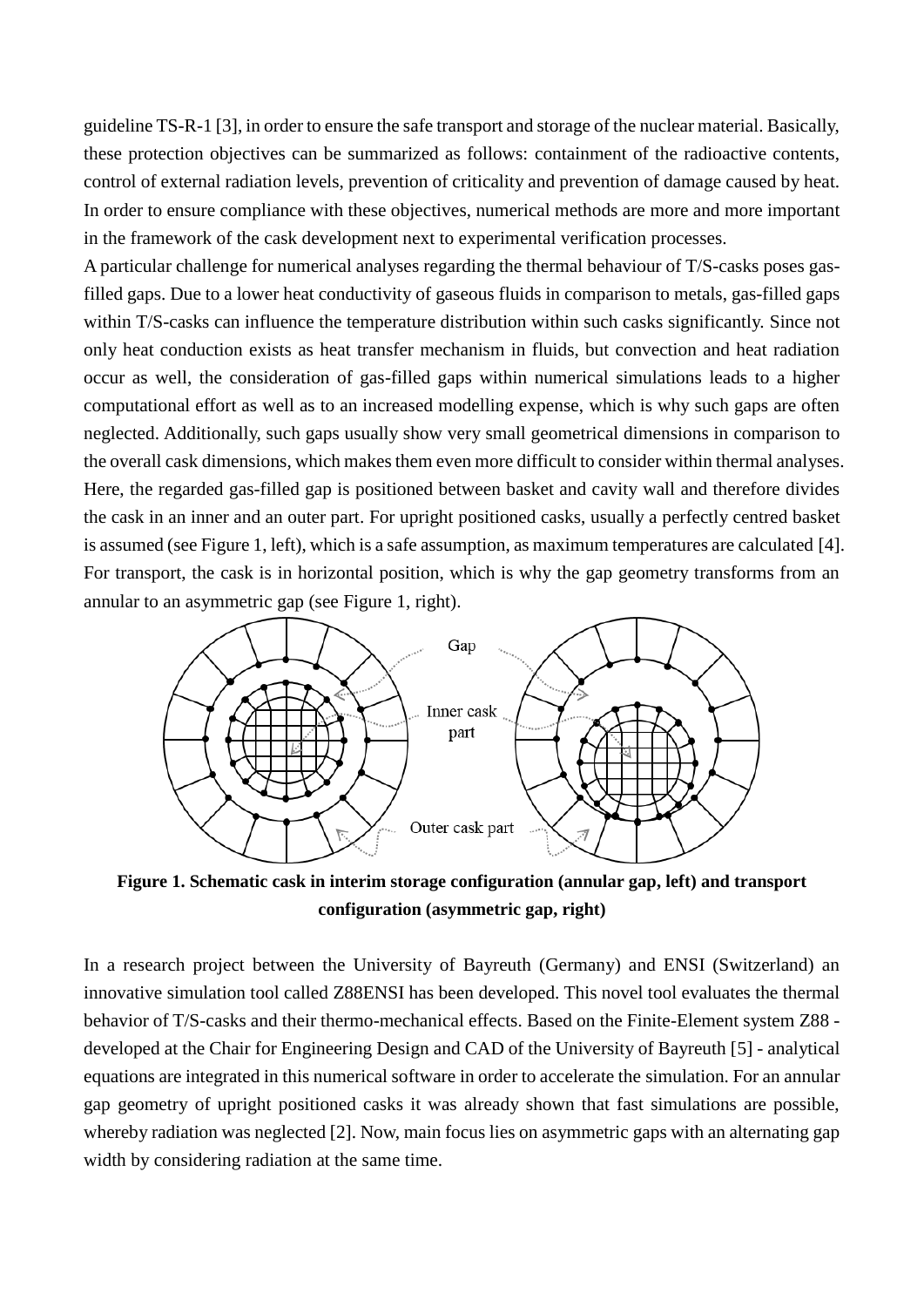guideline TS-R-1 [3], in order to ensure the safe transport and storage of the nuclear material. Basically, these protection objectives can be summarized as follows: containment of the radioactive contents, control of external radiation levels, prevention of criticality and prevention of damage caused by heat. In order to ensure compliance with these objectives, numerical methods are more and more important in the framework of the cask development next to experimental verification processes.

A particular challenge for numerical analyses regarding the thermal behaviour of T/S-casks poses gas-filled gaps. Due to a lower heat conductivity of gaseous fluids in comparison to metals, gas-filled gaps within T/S-casks can influence the temperature distribution within such casks significantly. Since not only heat conduction exists as heat transfer mechanism in fluids, but convection and heat radiation occur as well, the consideration of gas-filled gaps within numerical simulations leads to a higher computational effort as well as to an increased modelling expense, which is why such gaps are often neglected. Additionally, such gaps usually show very small geometrical dimensions in comparison to the overall cask dimensions, which makes them even more difficult to consider within thermal analyses. Here, the regarded gas-filled gap is positioned between basket and cavity wall and therefore divides the cask in an inner and an outer part. For upright positioned casks, usually a perfectly centred basket is assumed (see Figure 1, left), which is a safe assumption, as maximum temperatures are calculated [4]. For transport, the cask is in horizontal position, which is why the gap geometry transforms from an annular to an asymmetric gap (see Figure 1, right).

**Figure 1. Schematic cask in interim storage configuration (annular gap, left) and transport configuration (asymmetric gap, right)**

In a research project between the University of Bayreuth (Germany) and ENSI (Switzerland) an innovative simulation tool called Z88ENSI has been developed. This novel tool evaluates the thermal behavior of T/S-casks and their thermo-mechanical effects. Based on the Finite-Element system Z88 - developed at the Chair for Engineering Design and CAD of the University of Bayreuth [5] - analytical equations are integrated in this numerical software in order to accelerate the simulation. For an annular gap geometry of upright positioned casks it was already shown that fast simulations are possible, whereby radiation was neglected [2]. Now, main focus lies on asymmetric gaps with an alternating gap width by considering radiation at the same time.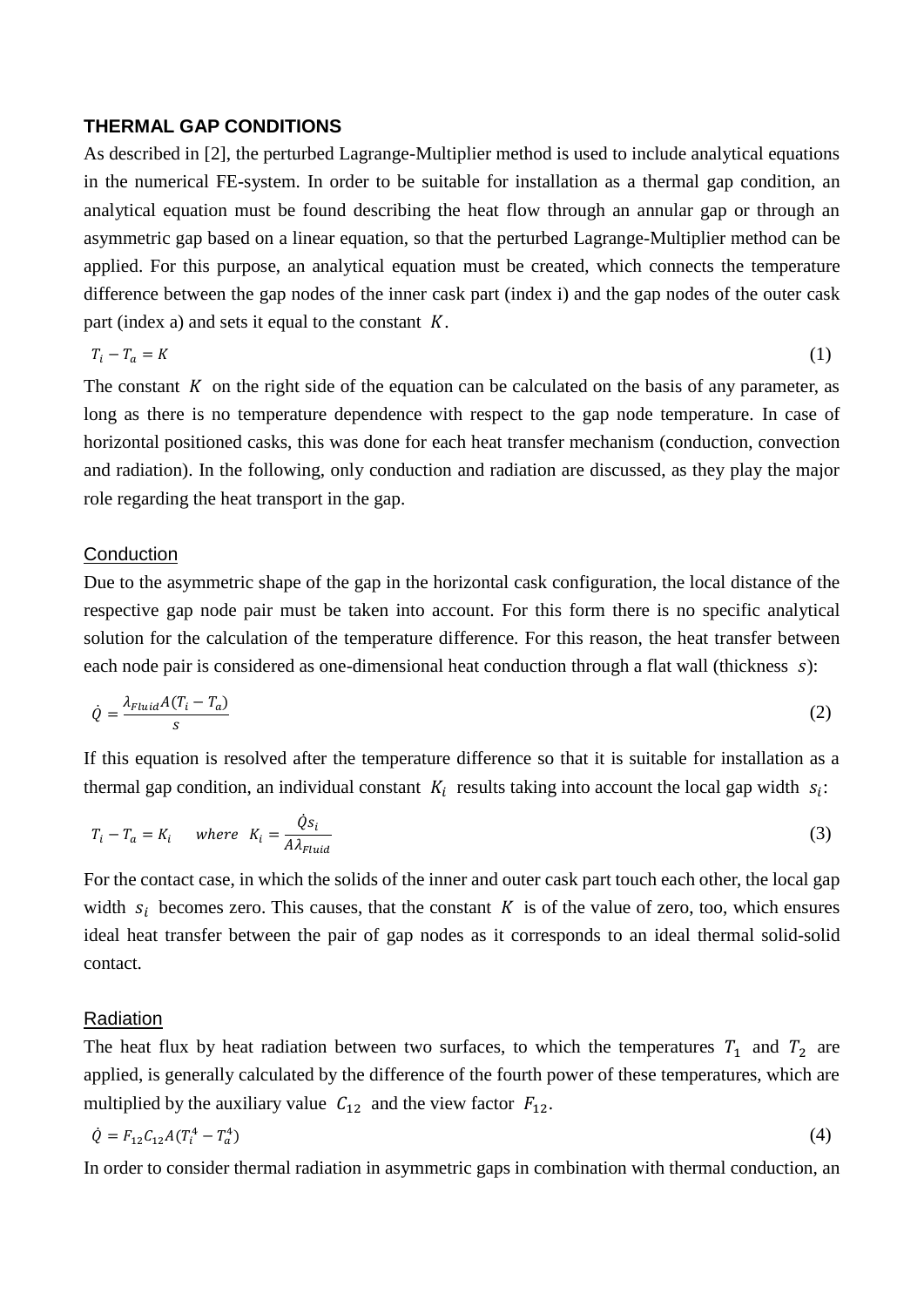## THERMAL GAP CONDITIONS

As described in [2], the perturbed Lagrange-Multiplier method is used to include analytical equations in the numerical FE-system. In order to be suitable for installation as a thermal gap condition, an analytical equation must be found describing the heat flow through an annular gap or through an asymmetric gap based on a linear equation, so that the perturbed Lagrange-Multiplier method can be applied. For this purpose, an analytical equation must be created, which connects the temperature difference between the gap nodes of the inner cask part (index i) and the gap nodes of the outer cask part (index a) and sets it equal to the constant $K$.

$$T_i - T_a = K \tag{1}$$

The constant $K$ on the right side of the equation can be calculated on the basis of any parameter, as long as there is no temperature dependence with respect to the gap node temperature. In case of horizontal positioned casks, this was done for each heat transfer mechanism (conduction, convection and radiation). In the following, only conduction and radiation are discussed, as they play the major role regarding the heat transport in the gap.

### Conduction

Due to the asymmetric shape of the gap in the horizontal cask configuration, the local distance of the respective gap node pair must be taken into account. For this form there is no specific analytical solution for the calculation of the temperature difference. For this reason, the heat transfer between each node pair is considered as one-dimensional heat conduction through a flat wall (thickness $s$):

$$\dot{Q} = \frac{\lambda_{Fluid} A (T_i - T_a)}{s} \tag{2}$$

If this equation is resolved after the temperature difference so that it is suitable for installation as a thermal gap condition, an individual constant $K_i$ results taking into account the local gap width $s_i$:

$$T_i - T_a = K_i \quad \textit{where} \quad K_i = \frac{\dot{Q} s_i}{A \lambda_{Fluid}} \tag{3}$$

For the contact case, in which the solids of the inner and outer cask part touch each other, the local gap width $s_i$ becomes zero. This causes, that the constant $K$ is of the value of zero, too, which ensures ideal heat transfer between the pair of gap nodes as it corresponds to an ideal thermal solid-solid contact.

### Radiation

The heat flux by heat radiation between two surfaces, to which the temperatures $T_1$ and $T_2$ are applied, is generally calculated by the difference of the fourth power of these temperatures, which are multiplied by the auxiliary value $C_{12}$ and the view factor $F_{12}$.

$$\dot{Q} = F_{12} C_{12} A (T_i^4 - T_a^4) \tag{4}$$

In order to consider thermal radiation in asymmetric gaps in combination with thermal conduction, an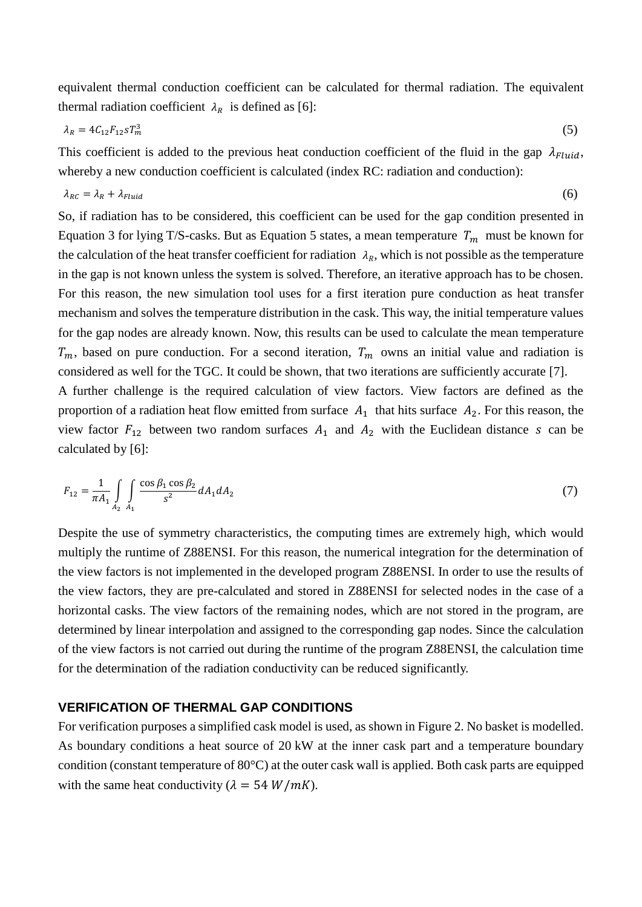equivalent thermal conduction coefficient can be calculated for thermal radiation. The equivalent thermal radiation coefficient $\lambda_R$ is defined as [6]:

$$\lambda_R = 4C_{12}F_{12}sT_m^3 \tag{5}$$

This coefficient is added to the previous heat conduction coefficient of the fluid in the gap $\lambda_{Fluid}$, whereby a new conduction coefficient is calculated (index RC: radiation and conduction):

$$\lambda_{RC} = \lambda_R + \lambda_{Fluid} \tag{6}$$

So, if radiation has to be considered, this coefficient can be used for the gap condition presented in Equation 3 for lying T/S-casks. But as Equation 5 states, a mean temperature $T_m$ must be known for the calculation of the heat transfer coefficient for radiation $\lambda_R$, which is not possible as the temperature in the gap is not known unless the system is solved. Therefore, an iterative approach has to be chosen. For this reason, the new simulation tool uses for a first iteration pure conduction as heat transfer mechanism and solves the temperature distribution in the cask. This way, the initial temperature values for the gap nodes are already known. Now, this results can be used to calculate the mean temperature $T_m$, based on pure conduction. For a second iteration, $T_m$ owns an initial value and radiation is considered as well for the TGC. It could be shown, that two iterations are sufficiently accurate [7].

A further challenge is the required calculation of view factors. View factors are defined as the proportion of a radiation heat flow emitted from surface $A_1$ that hits surface $A_2$. For this reason, the view factor $F_{12}$ between two random surfaces $A_1$ and $A_2$ with the Euclidean distance $s$ can be calculated by [6]:

$$F_{12} = \frac{1}{\pi A_1} \int_{A_2} \int_{A_1} \frac{\cos\beta_1 \cos\beta_2}{s^2} dA_1 dA_2 \tag{7}$$

Despite the use of symmetry characteristics, the computing times are extremely high, which would multiply the runtime of Z88ENSI. For this reason, the numerical integration for the determination of the view factors is not implemented in the developed program Z88ENSI. In order to use the results of the view factors, they are pre-calculated and stored in Z88ENSI for selected nodes in the case of a horizontal casks. The view factors of the remaining nodes, which are not stored in the program, are determined by linear interpolation and assigned to the corresponding gap nodes. Since the calculation of the view factors is not carried out during the runtime of the program Z88ENSI, the calculation time for the determination of the radiation conductivity can be reduced significantly.

## VERIFICATION OF THERMAL GAP CONDITIONS

For verification purposes a simplified cask model is used, as shown in Figure 2. No basket is modelled. As boundary conditions a heat source of 20 kW at the inner cask part and a temperature boundary condition (constant temperature of 80°C) at the outer cask wall is applied. Both cask parts are equipped with the same heat conductivity ($\lambda = 54\ W/mK$).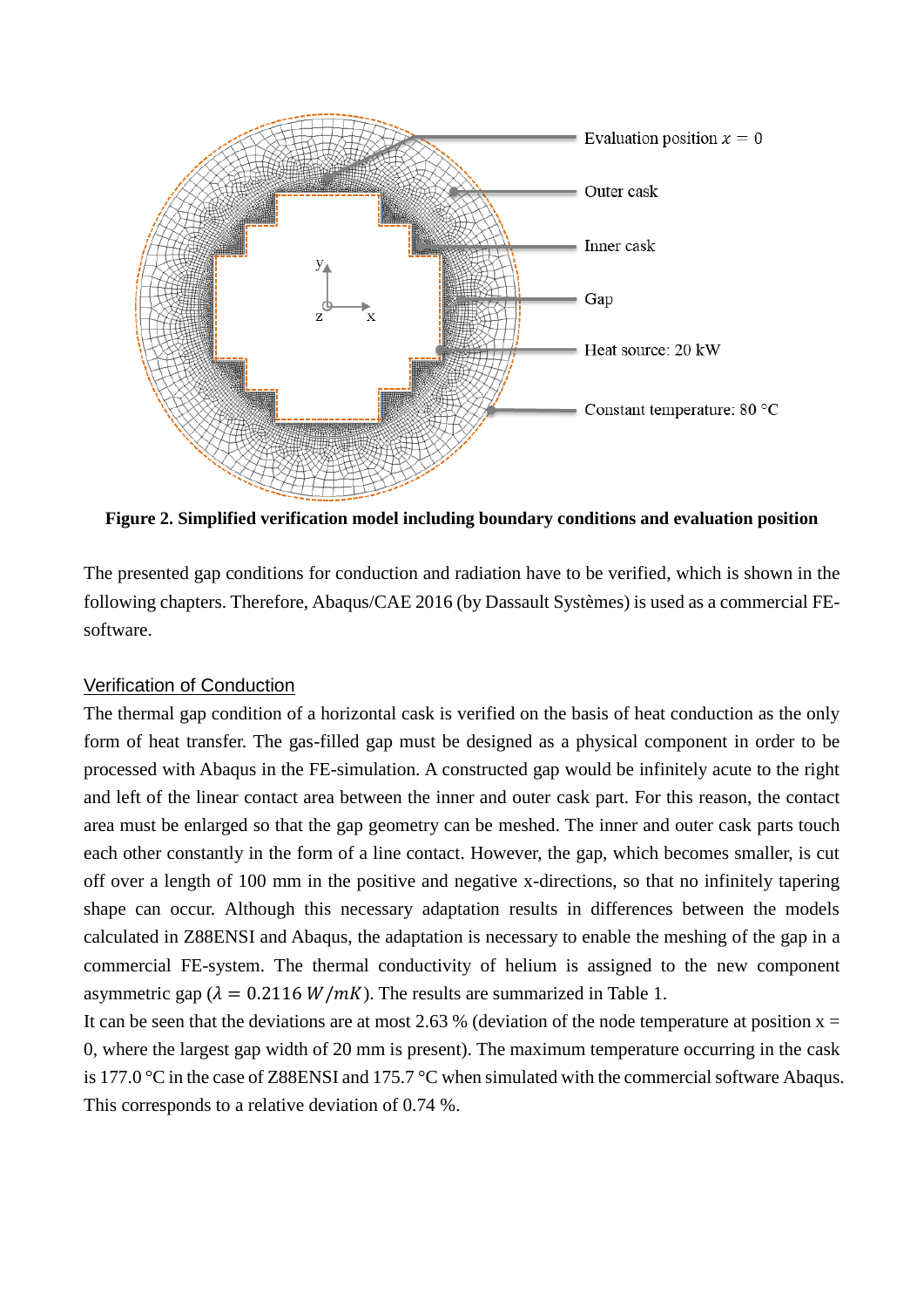Evaluation position $x = 0$

Outer cask

Inner cask

Gap

Heat source: 20 kW

Constant temperature: 80 °C

**Figure 2. Simplified verification model including boundary conditions and evaluation position**

The presented gap conditions for conduction and radiation have to be verified, which is shown in the following chapters. Therefore, Abaqus/CAE 2016 (by Dassault Systèmes) is used as a commercial FE-software.

## Verification of Conduction

The thermal gap condition of a horizontal cask is verified on the basis of heat conduction as the only form of heat transfer. The gas-filled gap must be designed as a physical component in order to be processed with Abaqus in the FE-simulation. A constructed gap would be infinitely acute to the right and left of the linear contact area between the inner and outer cask part. For this reason, the contact area must be enlarged so that the gap geometry can be meshed. The inner and outer cask parts touch each other constantly in the form of a line contact. However, the gap, which becomes smaller, is cut off over a length of 100 mm in the positive and negative x-directions, so that no infinitely tapering shape can occur. Although this necessary adaptation results in differences between the models calculated in Z88ENSI and Abaqus, the adaptation is necessary to enable the meshing of the gap in a commercial FE-system. The thermal conductivity of helium is assigned to the new component asymmetric gap ($\lambda = 0.2116\ W/mK$). The results are summarized in Table 1.
It can be seen that the deviations are at most 2.63 % (deviation of the node temperature at position x = 0, where the largest gap width of 20 mm is present). The maximum temperature occurring in the cask is 177.0 °C in the case of Z88ENSI and 175.7 °C when simulated with the commercial software Abaqus. This corresponds to a relative deviation of 0.74 %.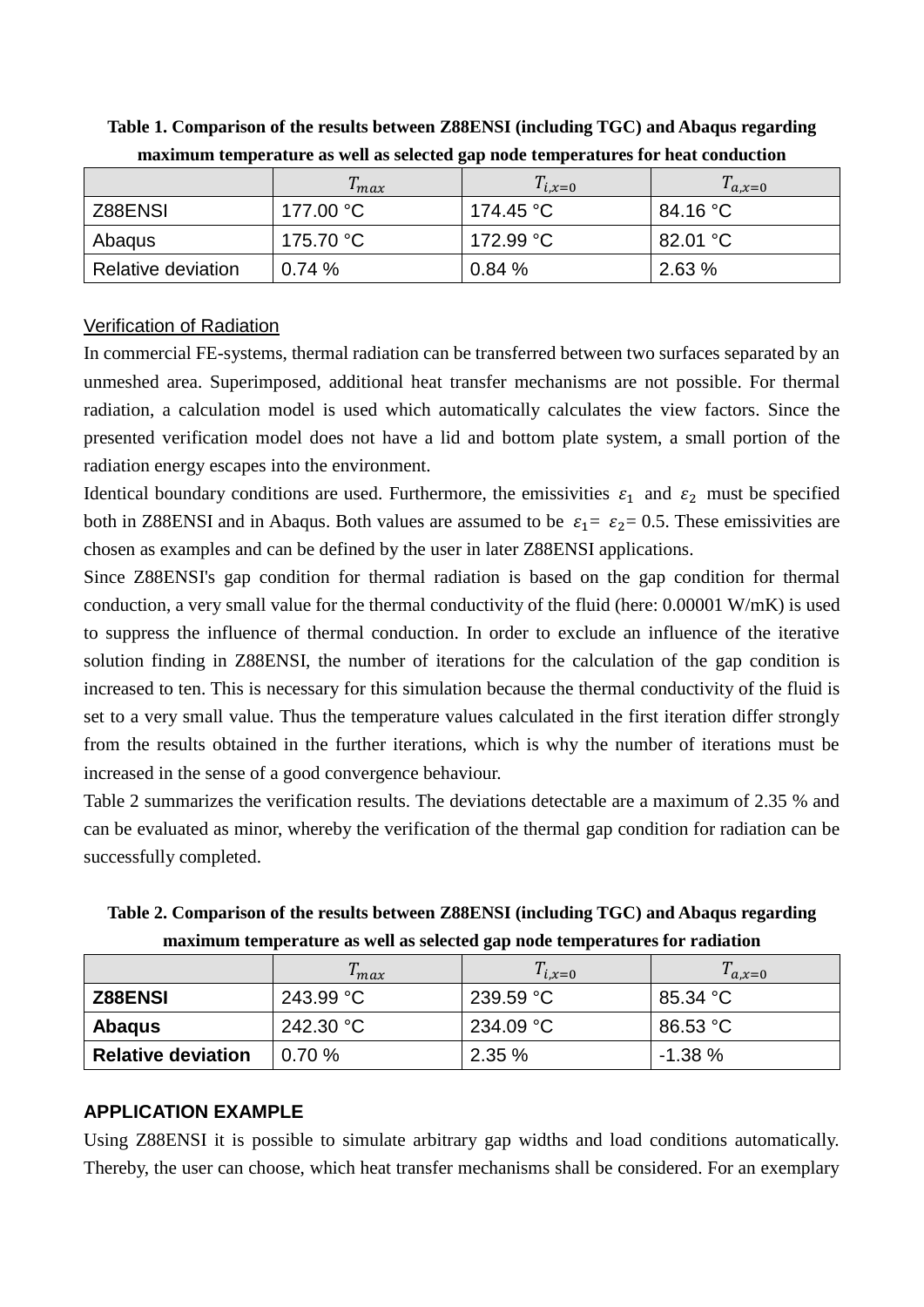**Table 1. Comparison of the results between Z88ENSI (including TGC) and Abaqus regarding maximum temperature as well as selected gap node temperatures for heat conduction**

| | $T_{max}$ | $T_{i,x=0}$ | $T_{a,x=0}$ |
|---|---|---|---|
| Z88ENSI | 177.00 °C | 174.45 °C | 84.16 °C |
| Abaqus | 175.70 °C | 172.99 °C | 82.01 °C |
| Relative deviation | 0.74 % | 0.84 % | 2.63 % |

Verification of Radiation

In commercial FE-systems, thermal radiation can be transferred between two surfaces separated by an unmeshed area. Superimposed, additional heat transfer mechanisms are not possible. For thermal radiation, a calculation model is used which automatically calculates the view factors. Since the presented verification model does not have a lid and bottom plate system, a small portion of the radiation energy escapes into the environment.

Identical boundary conditions are used. Furthermore, the emissivities $\varepsilon_1$ and $\varepsilon_2$ must be specified both in Z88ENSI and in Abaqus. Both values are assumed to be $\varepsilon_1 = \varepsilon_2 = 0.5$. These emissivities are chosen as examples and can be defined by the user in later Z88ENSI applications.

Since Z88ENSI's gap condition for thermal radiation is based on the gap condition for thermal conduction, a very small value for the thermal conductivity of the fluid (here: 0.00001 W/mK) is used to suppress the influence of thermal conduction. In order to exclude an influence of the iterative solution finding in Z88ENSI, the number of iterations for the calculation of the gap condition is increased to ten. This is necessary for this simulation because the thermal conductivity of the fluid is set to a very small value. Thus the temperature values calculated in the first iteration differ strongly from the results obtained in the further iterations, which is why the number of iterations must be increased in the sense of a good convergence behaviour.

Table 2 summarizes the verification results. The deviations detectable are a maximum of 2.35 % and can be evaluated as minor, whereby the verification of the thermal gap condition for radiation can be successfully completed.

**Table 2. Comparison of the results between Z88ENSI (including TGC) and Abaqus regarding maximum temperature as well as selected gap node temperatures for radiation**

| | $T_{max}$ | $T_{i,x=0}$ | $T_{a,x=0}$ |
|---|---|---|---|
| **Z88ENSI** | 243.99 °C | 239.59 °C | 85.34 °C |
| **Abaqus** | 242.30 °C | 234.09 °C | 86.53 °C |
| **Relative deviation** | 0.70 % | 2.35 % | -1.38 % |

## APPLICATION EXAMPLE

Using Z88ENSI it is possible to simulate arbitrary gap widths and load conditions automatically. Thereby, the user can choose, which heat transfer mechanisms shall be considered. For an exemplary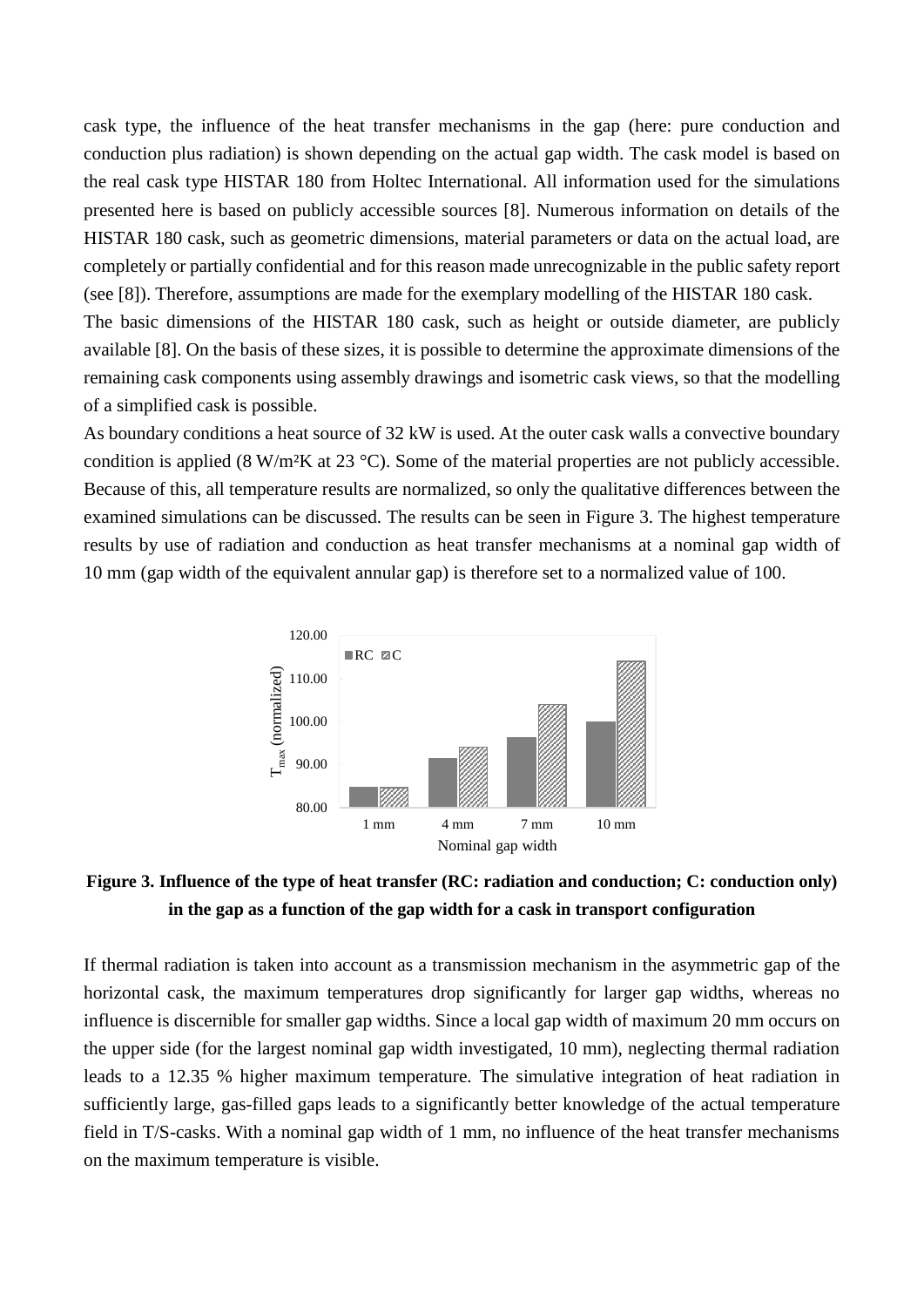cask type, the influence of the heat transfer mechanisms in the gap (here: pure conduction and conduction plus radiation) is shown depending on the actual gap width. The cask model is based on the real cask type HISTAR 180 from Holtec International. All information used for the simulations presented here is based on publicly accessible sources [8]. Numerous information on details of the HISTAR 180 cask, such as geometric dimensions, material parameters or data on the actual load, are completely or partially confidential and for this reason made unrecognizable in the public safety report (see [8]). Therefore, assumptions are made for the exemplary modelling of the HISTAR 180 cask.

The basic dimensions of the HISTAR 180 cask, such as height or outside diameter, are publicly available [8]. On the basis of these sizes, it is possible to determine the approximate dimensions of the remaining cask components using assembly drawings and isometric cask views, so that the modelling of a simplified cask is possible.

As boundary conditions a heat source of 32 kW is used. At the outer cask walls a convective boundary condition is applied (8 W/m²K at 23 °C). Some of the material properties are not publicly accessible. Because of this, all temperature results are normalized, so only the qualitative differences between the examined simulations can be discussed. The results can be seen in Figure 3. The highest temperature results by use of radiation and conduction as heat transfer mechanisms at a nominal gap width of 10 mm (gap width of the equivalent annular gap) is therefore set to a normalized value of 100.

**Figure 3. Influence of the type of heat transfer (RC: radiation and conduction; C: conduction only) in the gap as a function of the gap width for a cask in transport configuration**

If thermal radiation is taken into account as a transmission mechanism in the asymmetric gap of the horizontal cask, the maximum temperatures drop significantly for larger gap widths, whereas no influence is discernible for smaller gap widths. Since a local gap width of maximum 20 mm occurs on the upper side (for the largest nominal gap width investigated, 10 mm), neglecting thermal radiation leads to a 12.35 % higher maximum temperature. The simulative integration of heat radiation in sufficiently large, gas-filled gaps leads to a significantly better knowledge of the actual temperature field in T/S-casks. With a nominal gap width of 1 mm, no influence of the heat transfer mechanisms on the maximum temperature is visible.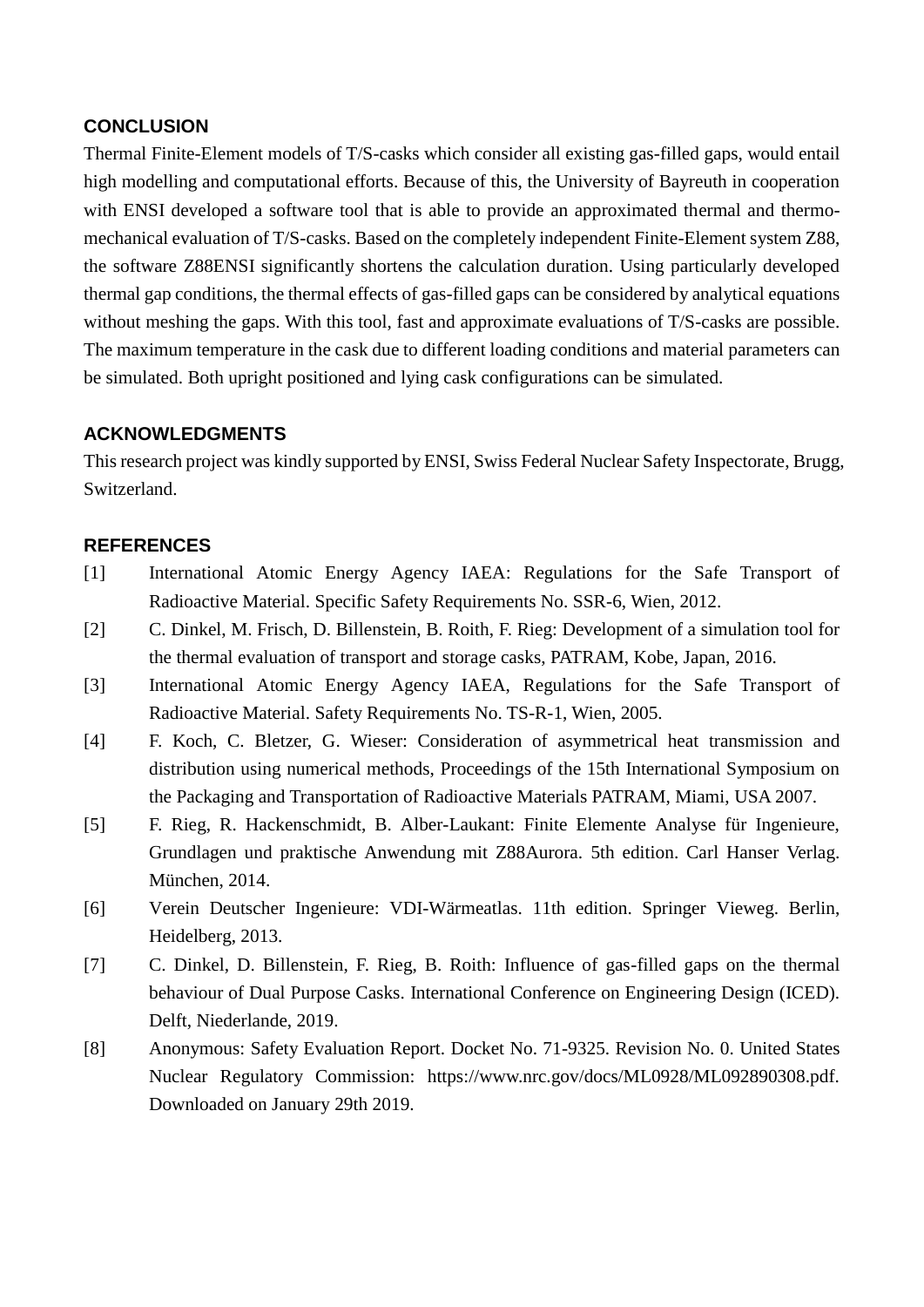## CONCLUSION

Thermal Finite-Element models of T/S-casks which consider all existing gas-filled gaps, would entail high modelling and computational efforts. Because of this, the University of Bayreuth in cooperation with ENSI developed a software tool that is able to provide an approximated thermal and thermo-mechanical evaluation of T/S-casks. Based on the completely independent Finite-Element system Z88, the software Z88ENSI significantly shortens the calculation duration. Using particularly developed thermal gap conditions, the thermal effects of gas-filled gaps can be considered by analytical equations without meshing the gaps. With this tool, fast and approximate evaluations of T/S-casks are possible. The maximum temperature in the cask due to different loading conditions and material parameters can be simulated. Both upright positioned and lying cask configurations can be simulated.

## ACKNOWLEDGMENTS

This research project was kindly supported by ENSI, Swiss Federal Nuclear Safety Inspectorate, Brugg, Switzerland.

## REFERENCES

[1] International Atomic Energy Agency IAEA: Regulations for the Safe Transport of Radioactive Material. Specific Safety Requirements No. SSR-6, Wien, 2012.

[2] C. Dinkel, M. Frisch, D. Billenstein, B. Roith, F. Rieg: Development of a simulation tool for the thermal evaluation of transport and storage casks, PATRAM, Kobe, Japan, 2016.

[3] International Atomic Energy Agency IAEA, Regulations for the Safe Transport of Radioactive Material. Safety Requirements No. TS-R-1, Wien, 2005.

[4] F. Koch, C. Bletzer, G. Wieser: Consideration of asymmetrical heat transmission and distribution using numerical methods, Proceedings of the 15th International Symposium on the Packaging and Transportation of Radioactive Materials PATRAM, Miami, USA 2007.

[5] F. Rieg, R. Hackenschmidt, B. Alber-Laukant: Finite Elemente Analyse für Ingenieure, Grundlagen und praktische Anwendung mit Z88Aurora. 5th edition. Carl Hanser Verlag. München, 2014.

[6] Verein Deutscher Ingenieure: VDI-Wärmeatlas. 11th edition. Springer Vieweg. Berlin, Heidelberg, 2013.

[7] C. Dinkel, D. Billenstein, F. Rieg, B. Roith: Influence of gas-filled gaps on the thermal behaviour of Dual Purpose Casks. International Conference on Engineering Design (ICED). Delft, Niederlande, 2019.

[8] Anonymous: Safety Evaluation Report. Docket No. 71-9325. Revision No. 0. United States Nuclear Regulatory Commission: https://www.nrc.gov/docs/ML0928/ML092890308.pdf. Downloaded on January 29th 2019.